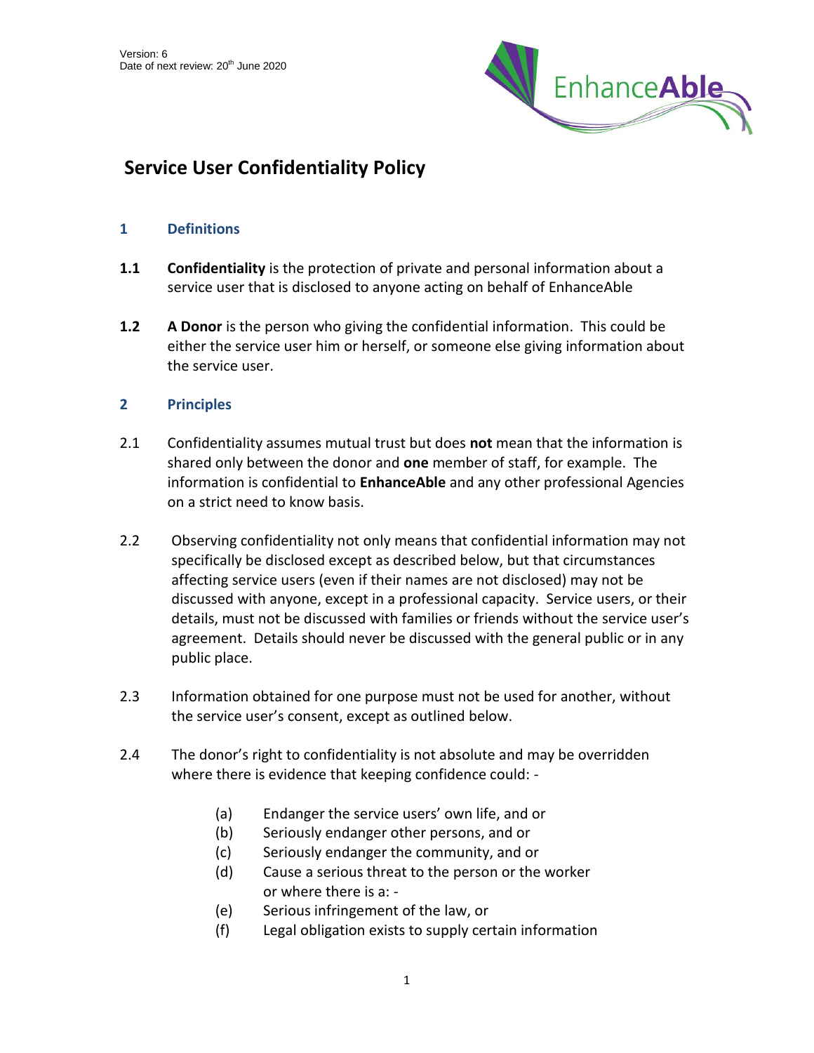Version: 6
Date of next review: 20th June 2020

# Service User Confidentiality Policy

## 1 Definitions

**1.1** **Confidentiality** is the protection of private and personal information about a service user that is disclosed to anyone acting on behalf of EnhanceAble

**1.2** **A Donor** is the person who giving the confidential information. This could be either the service user him or herself, or someone else giving information about the service user.

## 2 Principles

2.1 Confidentiality assumes mutual trust but does **not** mean that the information is shared only between the donor and **one** member of staff, for example. The information is confidential to **EnhanceAble** and any other professional Agencies on a strict need to know basis.

2.2 Observing confidentiality not only means that confidential information may not specifically be disclosed except as described below, but that circumstances affecting service users (even if their names are not disclosed) may not be discussed with anyone, except in a professional capacity. Service users, or their details, must not be discussed with families or friends without the service user's agreement. Details should never be discussed with the general public or in any public place.

2.3 Information obtained for one purpose must not be used for another, without the service user's consent, except as outlined below.

2.4 The donor's right to confidentiality is not absolute and may be overridden where there is evidence that keeping confidence could: -

(a) Endanger the service users' own life, and or
(b) Seriously endanger other persons, and or
(c) Seriously endanger the community, and or
(d) Cause a serious threat to the person or the worker or where there is a: -
(e) Serious infringement of the law, or
(f) Legal obligation exists to supply certain information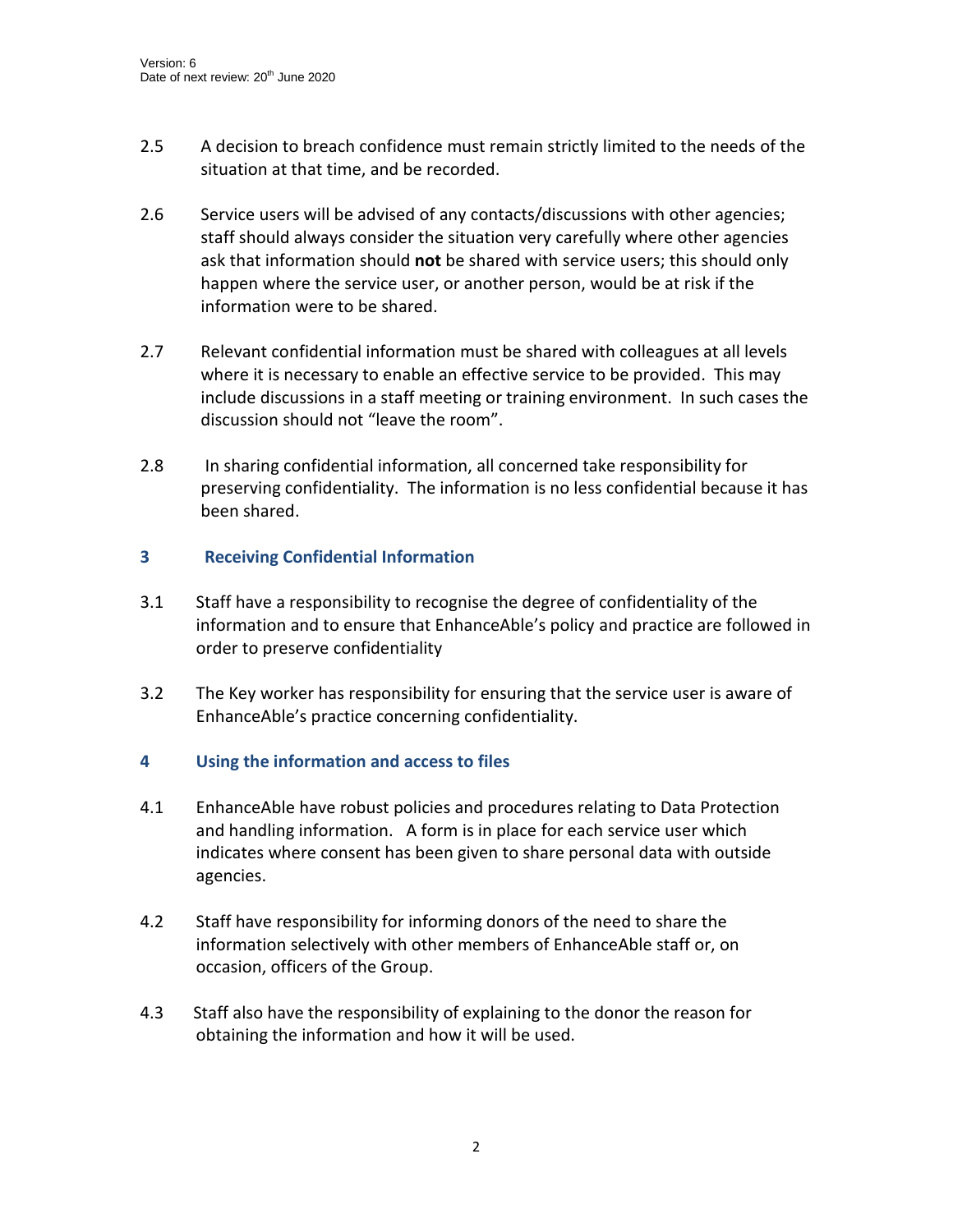2.5 A decision to breach confidence must remain strictly limited to the needs of the situation at that time, and be recorded.

2.6 Service users will be advised of any contacts/discussions with other agencies; staff should always consider the situation very carefully where other agencies ask that information should **not** be shared with service users; this should only happen where the service user, or another person, would be at risk if the information were to be shared.

2.7 Relevant confidential information must be shared with colleagues at all levels where it is necessary to enable an effective service to be provided. This may include discussions in a staff meeting or training environment. In such cases the discussion should not "leave the room".

2.8 In sharing confidential information, all concerned take responsibility for preserving confidentiality. The information is no less confidential because it has been shared.

## 3 Receiving Confidential Information

3.1 Staff have a responsibility to recognise the degree of confidentiality of the information and to ensure that EnhanceAble's policy and practice are followed in order to preserve confidentiality

3.2 The Key worker has responsibility for ensuring that the service user is aware of EnhanceAble's practice concerning confidentiality.

## 4 Using the information and access to files

4.1 EnhanceAble have robust policies and procedures relating to Data Protection and handling information. A form is in place for each service user which indicates where consent has been given to share personal data with outside agencies.

4.2 Staff have responsibility for informing donors of the need to share the information selectively with other members of EnhanceAble staff or, on occasion, officers of the Group.

4.3 Staff also have the responsibility of explaining to the donor the reason for obtaining the information and how it will be used.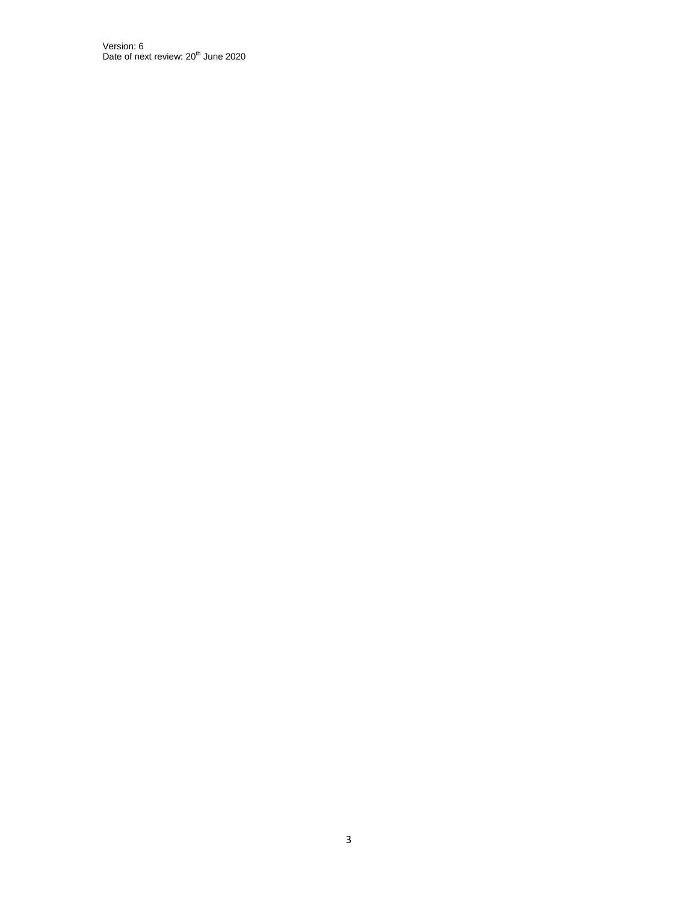Version: 6
Date of next review: 20th June 2020